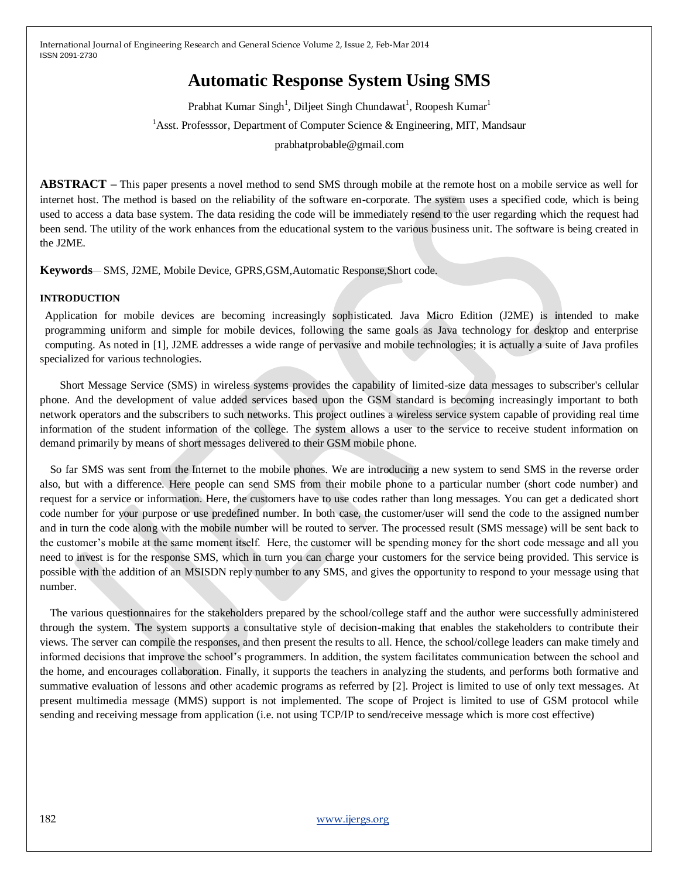# Automatic Response System Using SMS

Prabhat Kumar Singh[1], Diljeet Singh Chundawat[1], Roopesh Kumar[1]

[1]Asst. Professsor, Department of Computer Science & Engineering, MIT, Mandsaur

prabhatprobable@gmail.com

**ABSTRACT –** This paper presents a novel method to send SMS through mobile at the remote host on a mobile service as well for internet host. The method is based on the reliability of the software en-corporate. The system uses a specified code, which is being used to access a data base system. The data residing the code will be immediately resend to the user regarding which the request had been send. The utility of the work enhances from the educational system to the various business unit. The software is being created in the J2ME.

**Keywords**— SMS, J2ME, Mobile Device, GPRS,GSM,Automatic Response,Short code.

## INTRODUCTION

Application for mobile devices are becoming increasingly sophisticated. Java Micro Edition (J2ME) is intended to make programming uniform and simple for mobile devices, following the same goals as Java technology for desktop and enterprise computing. As noted in [1], J2ME addresses a wide range of pervasive and mobile technologies; it is actually a suite of Java profiles specialized for various technologies.

Short Message Service (SMS) in wireless systems provides the capability of limited-size data messages to subscriber's cellular phone. And the development of value added services based upon the GSM standard is becoming increasingly important to both network operators and the subscribers to such networks. This project outlines a wireless service system capable of providing real time information of the student information of the college. The system allows a user to the service to receive student information on demand primarily by means of short messages delivered to their GSM mobile phone.

So far SMS was sent from the Internet to the mobile phones. We are introducing a new system to send SMS in the reverse order also, but with a difference. Here people can send SMS from their mobile phone to a particular number (short code number) and request for a service or information. Here, the customers have to use codes rather than long messages. You can get a dedicated short code number for your purpose or use predefined number. In both case, the customer/user will send the code to the assigned number and in turn the code along with the mobile number will be routed to server. The processed result (SMS message) will be sent back to the customer's mobile at the same moment itself. Here, the customer will be spending money for the short code message and all you need to invest is for the response SMS, which in turn you can charge your customers for the service being provided. This service is possible with the addition of an MSISDN reply number to any SMS, and gives the opportunity to respond to your message using that number.

The various questionnaires for the stakeholders prepared by the school/college staff and the author were successfully administered through the system. The system supports a consultative style of decision-making that enables the stakeholders to contribute their views. The server can compile the responses, and then present the results to all. Hence, the school/college leaders can make timely and informed decisions that improve the school's programmers. In addition, the system facilitates communication between the school and the home, and encourages collaboration. Finally, it supports the teachers in analyzing the students, and performs both formative and summative evaluation of lessons and other academic programs as referred by [2]. Project is limited to use of only text messages. At present multimedia message (MMS) support is not implemented. The scope of Project is limited to use of GSM protocol while sending and receiving message from application (i.e. not using TCP/IP to send/receive message which is more cost effective)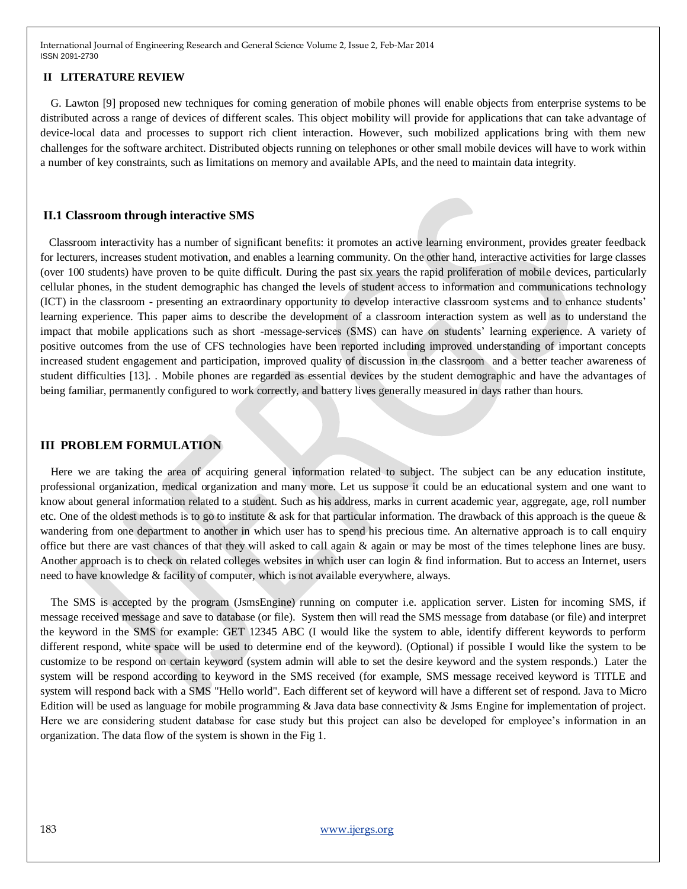## II LITERATURE REVIEW

G. Lawton [9] proposed new techniques for coming generation of mobile phones will enable objects from enterprise systems to be distributed across a range of devices of different scales. This object mobility will provide for applications that can take advantage of device-local data and processes to support rich client interaction. However, such mobilized applications bring with them new challenges for the software architect. Distributed objects running on telephones or other small mobile devices will have to work within a number of key constraints, such as limitations on memory and available APIs, and the need to maintain data integrity.

### II.1 Classroom through interactive SMS

Classroom interactivity has a number of significant benefits: it promotes an active learning environment, provides greater feedback for lecturers, increases student motivation, and enables a learning community. On the other hand, interactive activities for large classes (over 100 students) have proven to be quite difficult. During the past six years the rapid proliferation of mobile devices, particularly cellular phones, in the student demographic has changed the levels of student access to information and communications technology (ICT) in the classroom - presenting an extraordinary opportunity to develop interactive classroom systems and to enhance students' learning experience. This paper aims to describe the development of a classroom interaction system as well as to understand the impact that mobile applications such as short -message-services (SMS) can have on students' learning experience. A variety of positive outcomes from the use of CFS technologies have been reported including improved understanding of important concepts increased student engagement and participation, improved quality of discussion in the classroom and a better teacher awareness of student difficulties [13]. . Mobile phones are regarded as essential devices by the student demographic and have the advantages of being familiar, permanently configured to work correctly, and battery lives generally measured in days rather than hours.

## III PROBLEM FORMULATION

Here we are taking the area of acquiring general information related to subject. The subject can be any education institute, professional organization, medical organization and many more. Let us suppose it could be an educational system and one want to know about general information related to a student. Such as his address, marks in current academic year, aggregate, age, roll number etc. One of the oldest methods is to go to institute & ask for that particular information. The drawback of this approach is the queue & wandering from one department to another in which user has to spend his precious time. An alternative approach is to call enquiry office but there are vast chances of that they will asked to call again & again or may be most of the times telephone lines are busy. Another approach is to check on related colleges websites in which user can login & find information. But to access an Internet, users need to have knowledge & facility of computer, which is not available everywhere, always.

The SMS is accepted by the program (JsmsEngine) running on computer i.e. application server. Listen for incoming SMS, if message received message and save to database (or file). System then will read the SMS message from database (or file) and interpret the keyword in the SMS for example: GET 12345 ABC (I would like the system to able, identify different keywords to perform different respond, white space will be used to determine end of the keyword). (Optional) if possible I would like the system to be customize to be respond on certain keyword (system admin will able to set the desire keyword and the system responds.) Later the system will be respond according to keyword in the SMS received (for example, SMS message received keyword is TITLE and system will respond back with a SMS "Hello world". Each different set of keyword will have a different set of respond. Java to Micro Edition will be used as language for mobile programming & Java data base connectivity & Jsms Engine for implementation of project. Here we are considering student database for case study but this project can also be developed for employee's information in an organization. The data flow of the system is shown in the Fig 1.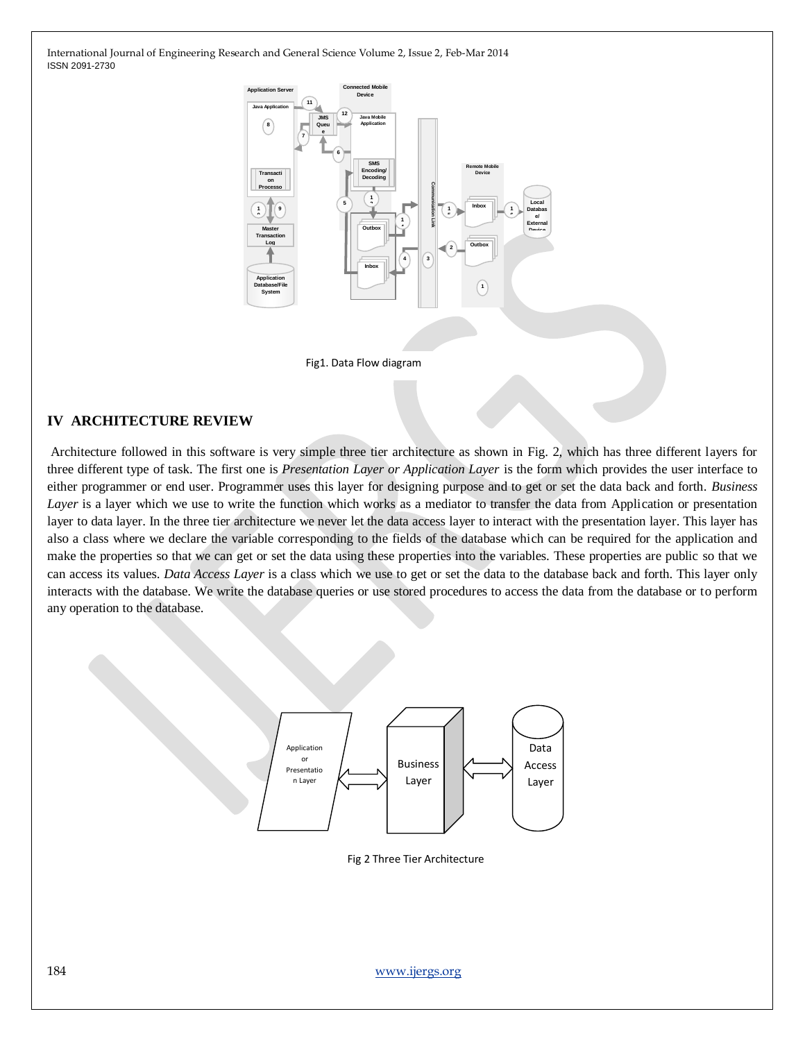Fig1. Data Flow diagram

## IV ARCHITECTURE REVIEW

Architecture followed in this software is very simple three tier architecture as shown in Fig. 2, which has three different layers for three different type of task. The first one is *Presentation Layer or Application Layer* is the form which provides the user interface to either programmer or end user. Programmer uses this layer for designing purpose and to get or set the data back and forth. *Business Layer* is a layer which we use to write the function which works as a mediator to transfer the data from Application or presentation layer to data layer. In the three tier architecture we never let the data access layer to interact with the presentation layer. This layer has also a class where we declare the variable corresponding to the fields of the database which can be required for the application and make the properties so that we can get or set the data using these properties into the variables. These properties are public so that we can access its values. *Data Access Layer* is a class which we use to get or set the data to the database back and forth. This layer only interacts with the database. We write the database queries or use stored procedures to access the data from the database or to perform any operation to the database.

Fig 2 Three Tier Architecture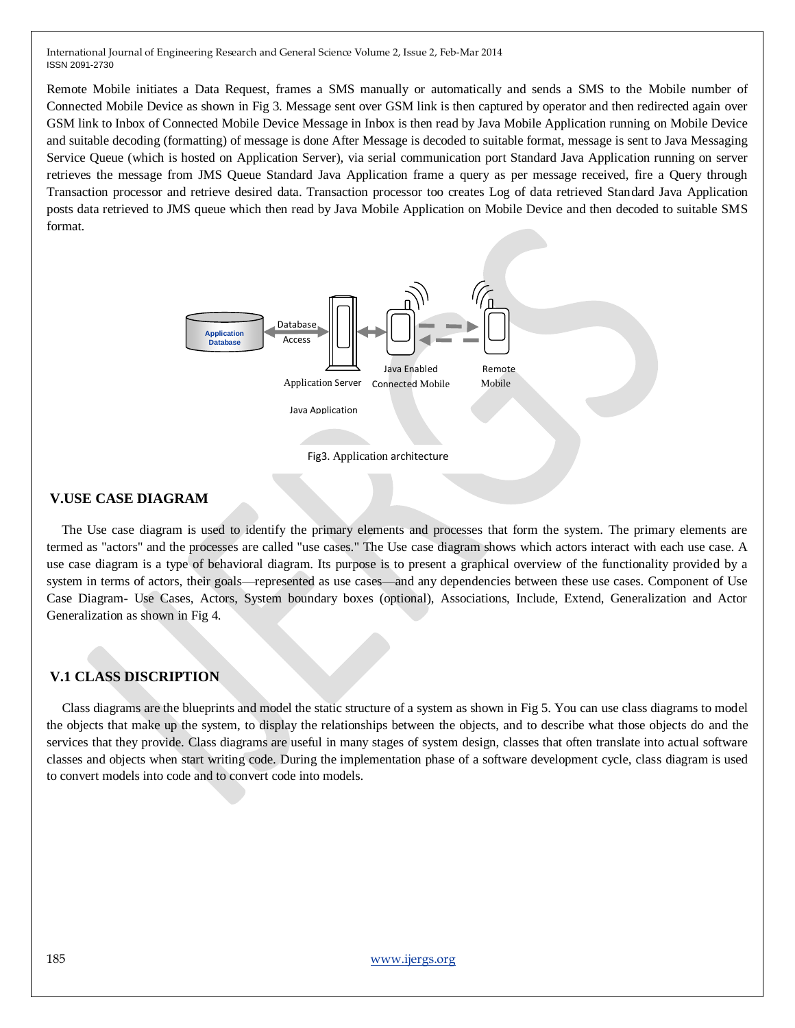Remote Mobile initiates a Data Request, frames a SMS manually or automatically and sends a SMS to the Mobile number of Connected Mobile Device as shown in Fig 3. Message sent over GSM link is then captured by operator and then redirected again over GSM link to Inbox of Connected Mobile Device Message in Inbox is then read by Java Mobile Application running on Mobile Device and suitable decoding (formatting) of message is done After Message is decoded to suitable format, message is sent to Java Messaging Service Queue (which is hosted on Application Server), via serial communication port Standard Java Application running on server retrieves the message from JMS Queue Standard Java Application frame a query as per message received, fire a Query through Transaction processor and retrieve desired data. Transaction processor too creates Log of data retrieved Standard Java Application posts data retrieved to JMS queue which then read by Java Mobile Application on Mobile Device and then decoded to suitable SMS format.

Application Database — Database Access — Application Server, Java Application — Java Enabled Connected Mobile — Remote Mobile

Fig3. Application architecture

## V.USE CASE DIAGRAM

The Use case diagram is used to identify the primary elements and processes that form the system. The primary elements are termed as "actors" and the processes are called "use cases." The Use case diagram shows which actors interact with each use case. A use case diagram is a type of behavioral diagram. Its purpose is to present a graphical overview of the functionality provided by a system in terms of actors, their goals—represented as use cases—and any dependencies between these use cases. Component of Use Case Diagram- Use Cases, Actors, System boundary boxes (optional), Associations, Include, Extend, Generalization and Actor Generalization as shown in Fig 4.

## V.1 CLASS DISCRIPTION

Class diagrams are the blueprints and model the static structure of a system as shown in Fig 5. You can use class diagrams to model the objects that make up the system, to display the relationships between the objects, and to describe what those objects do and the services that they provide. Class diagrams are useful in many stages of system design, classes that often translate into actual software classes and objects when start writing code. During the implementation phase of a software development cycle, class diagram is used to convert models into code and to convert code into models.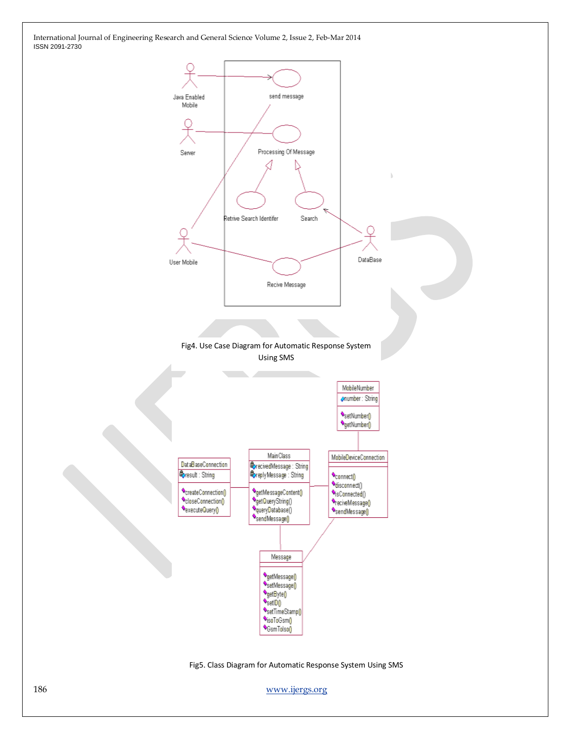Fig4. Use Case Diagram for Automatic Response System Using SMS

Fig5. Class Diagram for Automatic Response System Using SMS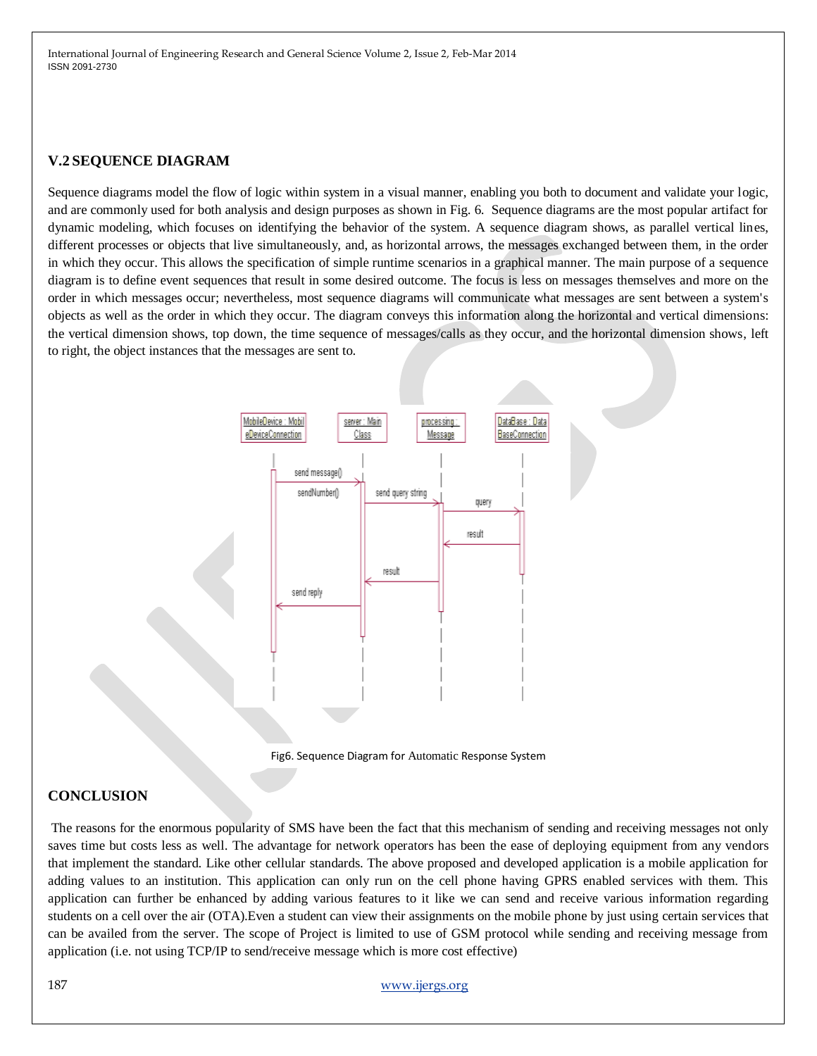## V.2 SEQUENCE DIAGRAM

Sequence diagrams model the flow of logic within system in a visual manner, enabling you both to document and validate your logic, and are commonly used for both analysis and design purposes as shown in Fig. 6. Sequence diagrams are the most popular artifact for dynamic modeling, which focuses on identifying the behavior of the system. A sequence diagram shows, as parallel vertical lines, different processes or objects that live simultaneously, and, as horizontal arrows, the messages exchanged between them, in the order in which they occur. This allows the specification of simple runtime scenarios in a graphical manner. The main purpose of a sequence diagram is to define event sequences that result in some desired outcome. The focus is less on messages themselves and more on the order in which messages occur; nevertheless, most sequence diagrams will communicate what messages are sent between a system's objects as well as the order in which they occur. The diagram conveys this information along the horizontal and vertical dimensions: the vertical dimension shows, top down, the time sequence of messages/calls as they occur, and the horizontal dimension shows, left to right, the object instances that the messages are sent to.

Fig6. Sequence Diagram for Automatic Response System

## CONCLUSION

The reasons for the enormous popularity of SMS have been the fact that this mechanism of sending and receiving messages not only saves time but costs less as well. The advantage for network operators has been the ease of deploying equipment from any vendors that implement the standard. Like other cellular standards. The above proposed and developed application is a mobile application for adding values to an institution. This application can only run on the cell phone having GPRS enabled services with them. This application can further be enhanced by adding various features to it like we can send and receive various information regarding students on a cell over the air (OTA).Even a student can view their assignments on the mobile phone by just using certain services that can be availed from the server. The scope of Project is limited to use of GSM protocol while sending and receiving message from application (i.e. not using TCP/IP to send/receive message which is more cost effective)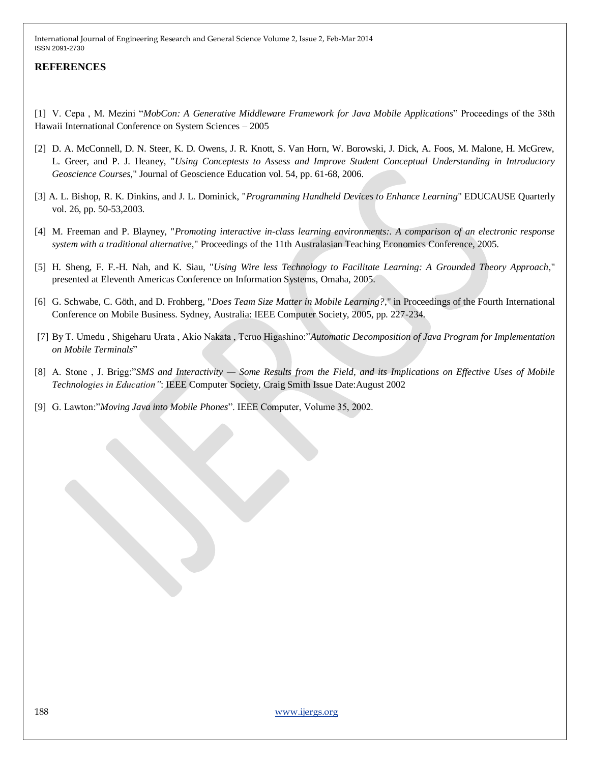## REFERENCES

[1] V. Cepa , M. Mezini "*MobCon: A Generative Middleware Framework for Java Mobile Applications*" Proceedings of the 38th Hawaii International Conference on System Sciences – 2005

[2] D. A. McConnell, D. N. Steer, K. D. Owens, J. R. Knott, S. Van Horn, W. Borowski, J. Dick, A. Foos, M. Malone, H. McGrew, L. Greer, and P. J. Heaney, "*Using Conceptests to Assess and Improve Student Conceptual Understanding in Introductory Geoscience Courses*," Journal of Geoscience Education vol. 54, pp. 61-68, 2006.

[3] A. L. Bishop, R. K. Dinkins, and J. L. Dominick, "*Programming Handheld Devices to Enhance Learning*" EDUCAUSE Quarterly vol. 26, pp. 50-53,2003.

[4] M. Freeman and P. Blayney, "*Promoting interactive in-class learning environments:. A comparison of an electronic response system with a traditional alternative*," Proceedings of the 11th Australasian Teaching Economics Conference, 2005.

[5] H. Sheng, F. F.-H. Nah, and K. Siau, "*Using Wire less Technology to Facilitate Learning: A Grounded Theory Approach*," presented at Eleventh Americas Conference on Information Systems, Omaha, 2005.

[6] G. Schwabe, C. Göth, and D. Frohberg, "*Does Team Size Matter in Mobile Learning?*," in Proceedings of the Fourth International Conference on Mobile Business. Sydney, Australia: IEEE Computer Society, 2005, pp. 227-234.

[7] By T. Umedu , Shigeharu Urata , Akio Nakata , Teruo Higashino:"*Automatic Decomposition of Java Program for Implementation on Mobile Terminals*"

[8] A. Stone , J. Brigg:"*SMS and Interactivity — Some Results from the Field, and its Implications on Effective Uses of Mobile Technologies in Education"*: IEEE Computer Society, Craig Smith Issue Date:August 2002

[9] G. Lawton:"*Moving Java into Mobile Phones*". IEEE Computer, Volume 35, 2002.